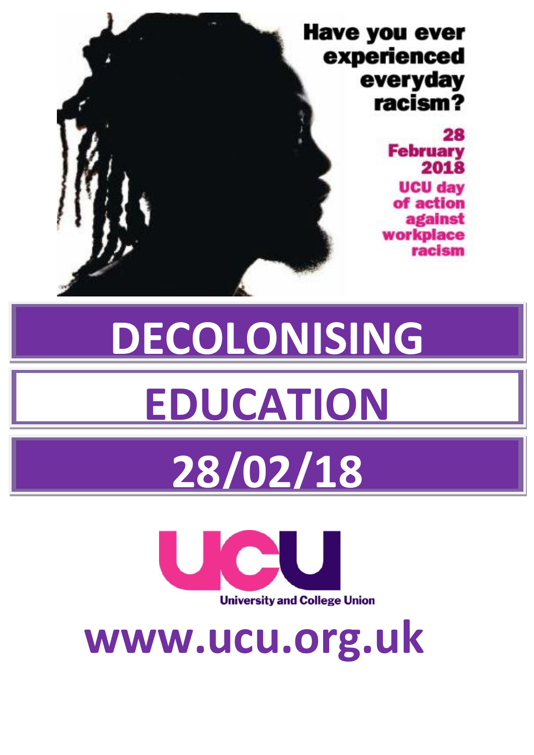Have you ever experienced everyday racism?

28 February 2018

UCU day of action against workplace racism

# DECOLONISING

# EDUCATION

# 28/02/18

UCU

University and College Union

**www.ucu.org.uk**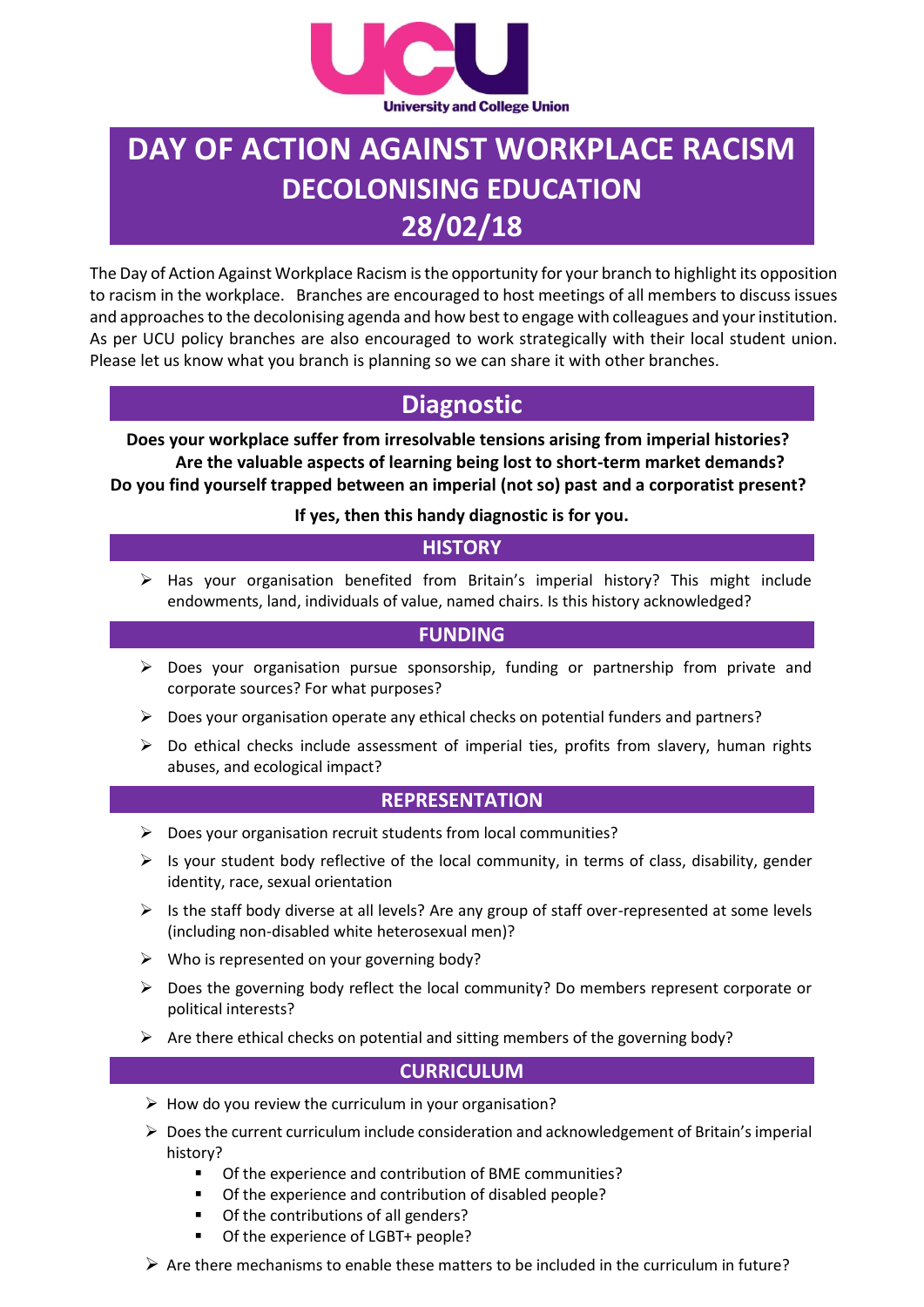# DAY OF ACTION AGAINST WORKPLACE RACISM
## DECOLONISING EDUCATION
## 28/02/18

The Day of Action Against Workplace Racism is the opportunity for your branch to highlight its opposition to racism in the workplace. Branches are encouraged to host meetings of all members to discuss issues and approaches to the decolonising agenda and how best to engage with colleagues and your institution. As per UCU policy branches are also encouraged to work strategically with their local student union. Please let us know what you branch is planning so we can share it with other branches.

## Diagnostic

**Does your workplace suffer from irresolvable tensions arising from imperial histories?**
**Are the valuable aspects of learning being lost to short-term market demands?**
**Do you find yourself trapped between an imperial (not so) past and a corporatist present?**

**If yes, then this handy diagnostic is for you.**

### HISTORY

- Has your organisation benefited from Britain's imperial history? This might include endowments, land, individuals of value, named chairs. Is this history acknowledged?

### FUNDING

- Does your organisation pursue sponsorship, funding or partnership from private and corporate sources? For what purposes?
- Does your organisation operate any ethical checks on potential funders and partners?
- Do ethical checks include assessment of imperial ties, profits from slavery, human rights abuses, and ecological impact?

### REPRESENTATION

- Does your organisation recruit students from local communities?
- Is your student body reflective of the local community, in terms of class, disability, gender identity, race, sexual orientation
- Is the staff body diverse at all levels? Are any group of staff over-represented at some levels (including non-disabled white heterosexual men)?
- Who is represented on your governing body?
- Does the governing body reflect the local community? Do members represent corporate or political interests?
- Are there ethical checks on potential and sitting members of the governing body?

### CURRICULUM

- How do you review the curriculum in your organisation?
- Does the current curriculum include consideration and acknowledgement of Britain's imperial history?
  - Of the experience and contribution of BME communities?
  - Of the experience and contribution of disabled people?
  - Of the contributions of all genders?
  - Of the experience of LGBT+ people?
- Are there mechanisms to enable these matters to be included in the curriculum in future?